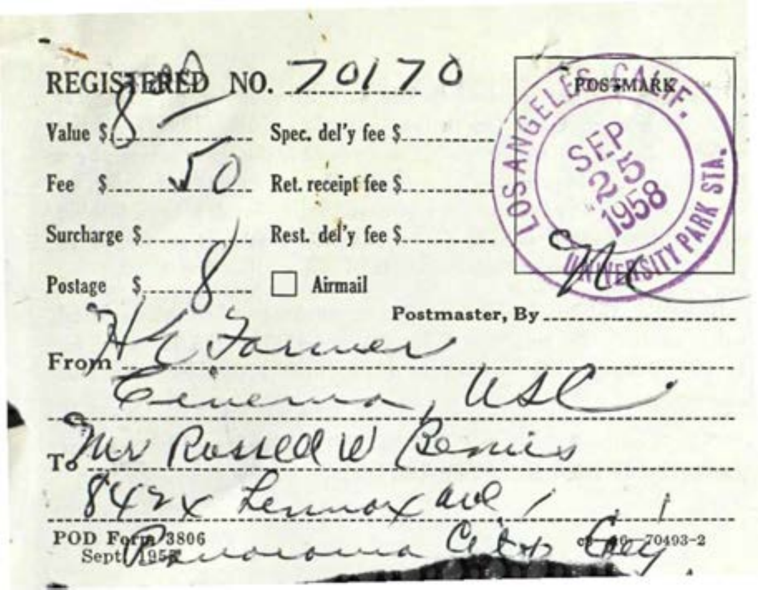REGISTERED NO. 70170

Value $ 8

Fee $ 50

Surcharge $ /

Postage $ 8

Spec. del'y fee $

Ret. receipt fee $

Rest. del'y fee $

☐ Airmail

POSTMARK

LOS ANGELES, CALIF. SEP 25 1958 UNIVERSITY PARK STA.

Postmaster, By MC

From H G Farmer
Cinema, USC

To Mr Russell W Bemis
842x Lennox ave
Panorama City Calif

POD Form 3806
Sept. 1957

c 16—70493-2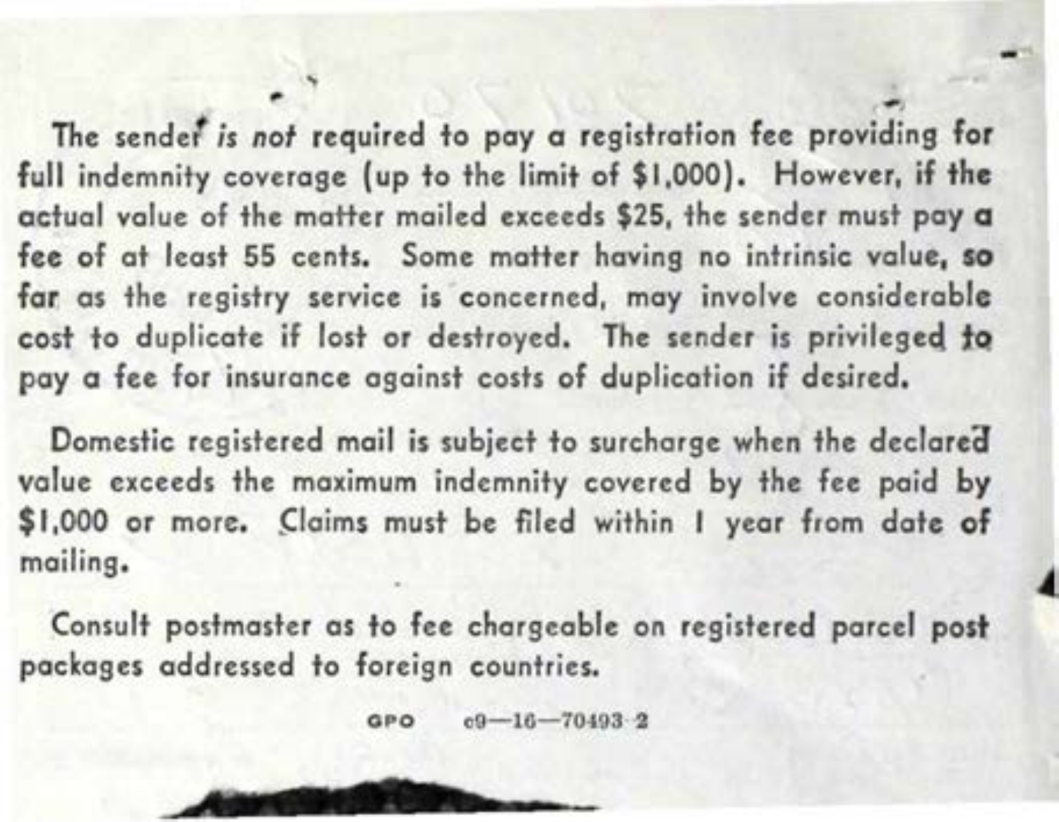The sender *is not* required to pay a registration fee providing for full indemnity coverage (up to the limit of $1,000). However, if the actual value of the matter mailed exceeds $25, the sender must pay a fee of at least 55 cents. Some matter having no intrinsic value, so far as the registry service is concerned, may involve considerable cost to duplicate if lost or destroyed. The sender is privileged to pay a fee for insurance against costs of duplication if desired.

Domestic registered mail is subject to surcharge when the declared value exceeds the maximum indemnity covered by the fee paid by $1,000 or more. Claims must be filed within 1 year from date of mailing.

Consult postmaster as to fee chargeable on registered parcel post packages addressed to foreign countries.

GPO c9—16—70493-2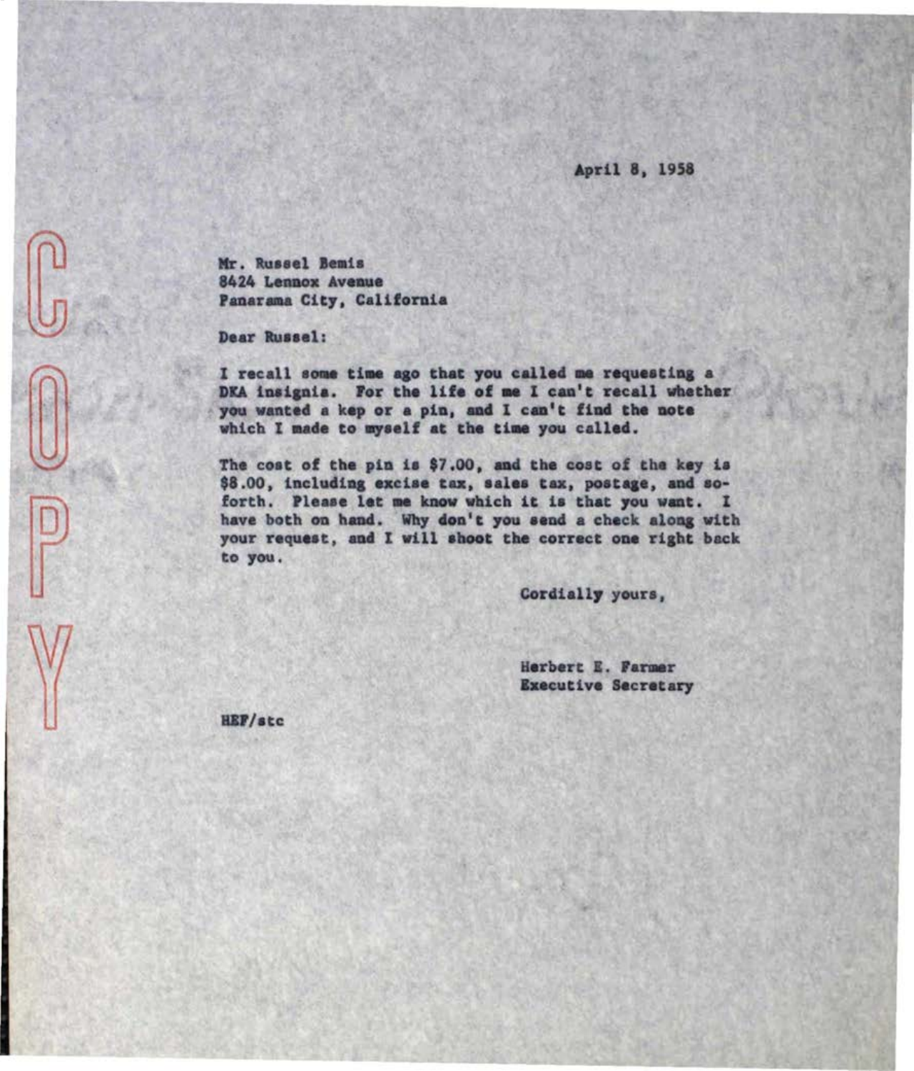COPY

April 8, 1958

Mr. Russel Bemis  
8424 Lennox Avenue  
Panarama City, California

Dear Russel:

I recall some time ago that you called me requesting a DKA insignia. For the life of me I can't recall whether you wanted a kep or a pin, and I can't find the note which I made to myself at the time you called.

The cost of the pin is $7.00, and the cost of the key is $8.00, including excise tax, sales tax, postage, and so-forth. Please let me know which it is that you want. I have both on hand. Why don't you send a check along with your request, and I will shoot the correct one right back to you.

Cordially yours,

Herbert E. Farmer  
Executive Secretary

HEF/stc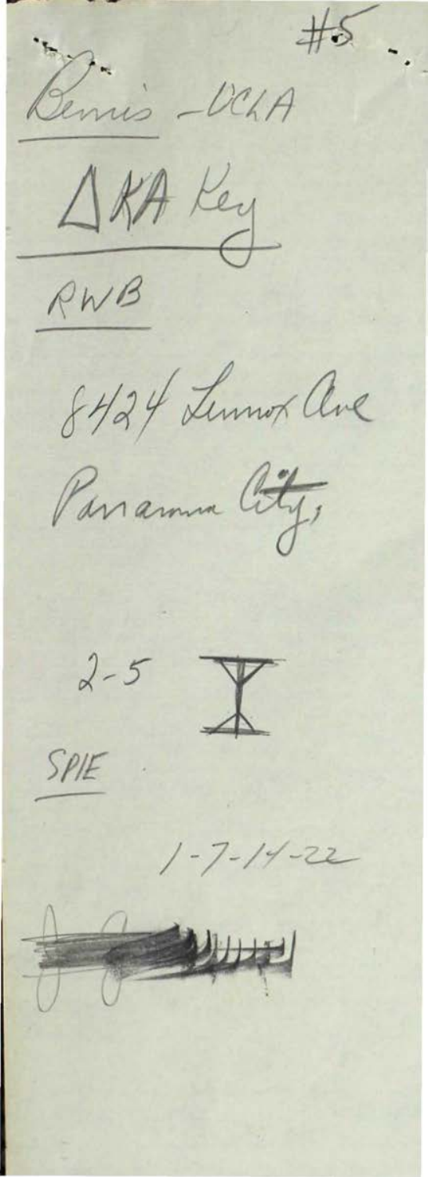#5

Dennis - UCLA

ΔKA Key

RWB

8424 Lennox Ave

Panorama ~~City~~,

2-5

SPIE

1-7-14-22